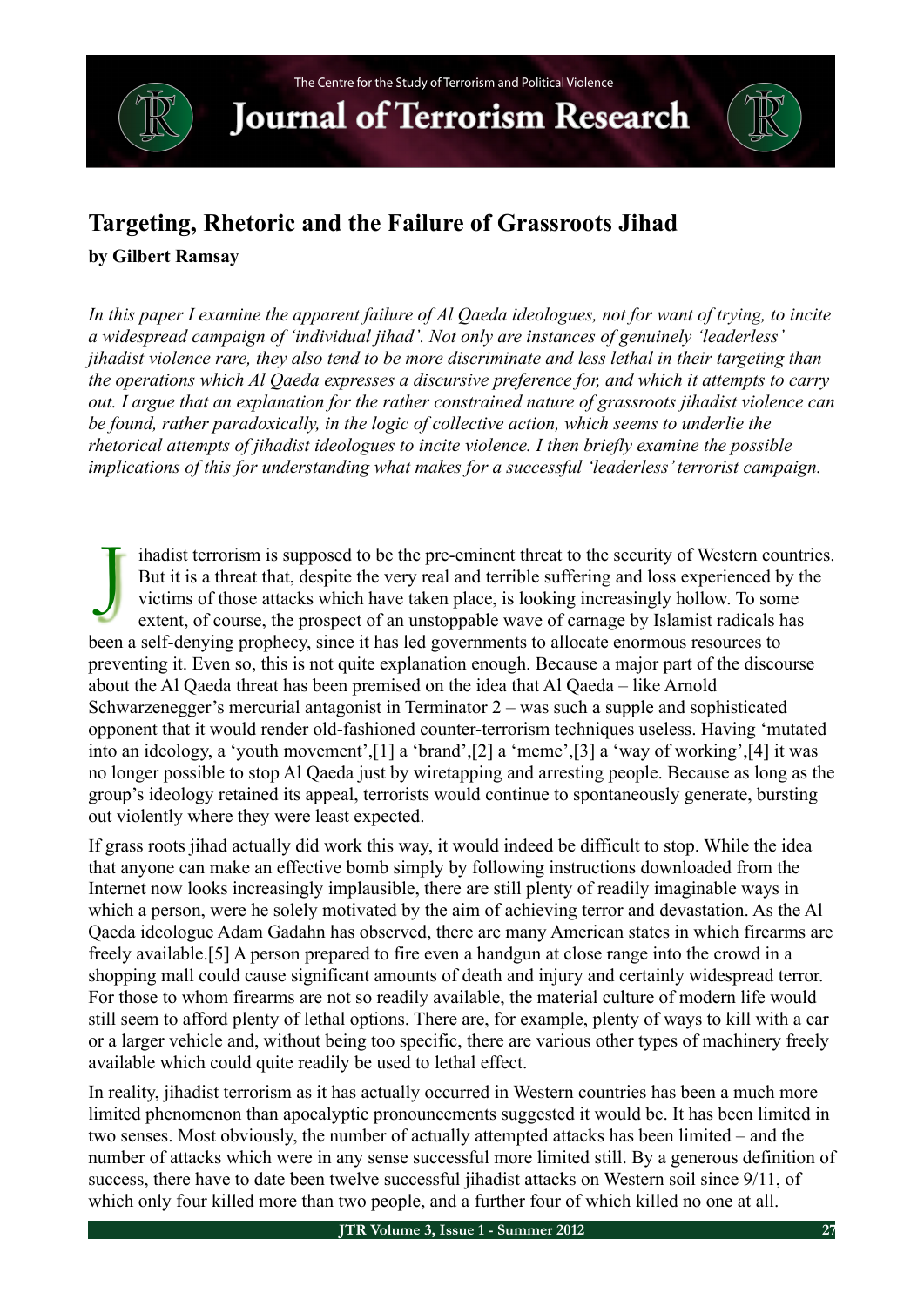# Targeting, Rhetoric and the Failure of Grassroots Jihad

**by Gilbert Ramsay**

*In this paper I examine the apparent failure of Al Qaeda ideologues, not for want of trying, to incite a widespread campaign of 'individual jihad'. Not only are instances of genuinely 'leaderless' jihadist violence rare, they also tend to be more discriminate and less lethal in their targeting than the operations which Al Qaeda expresses a discursive preference for, and which it attempts to carry out. I argue that an explanation for the rather constrained nature of grassroots jihadist violence can be found, rather paradoxically, in the logic of collective action, which seems to underlie the rhetorical attempts of jihadist ideologues to incite violence. I then briefly examine the possible implications of this for understanding what makes for a successful 'leaderless' terrorist campaign.*

Jihadist terrorism is supposed to be the pre-eminent threat to the security of Western countries. But it is a threat that, despite the very real and terrible suffering and loss experienced by the victims of those attacks which have taken place, is looking increasingly hollow. To some extent, of course, the prospect of an unstoppable wave of carnage by Islamist radicals has been a self-denying prophecy, since it has led governments to allocate enormous resources to preventing it. Even so, this is not quite explanation enough. Because a major part of the discourse about the Al Qaeda threat has been premised on the idea that Al Qaeda – like Arnold Schwarzenegger's mercurial antagonist in Terminator 2 – was such a supple and sophisticated opponent that it would render old-fashioned counter-terrorism techniques useless. Having 'mutated into an ideology, a 'youth movement',[1] a 'brand',[2] a 'meme',[3] a 'way of working',[4] it was no longer possible to stop Al Qaeda just by wiretapping and arresting people. Because as long as the group's ideology retained its appeal, terrorists would continue to spontaneously generate, bursting out violently where they were least expected.

If grass roots jihad actually did work this way, it would indeed be difficult to stop. While the idea that anyone can make an effective bomb simply by following instructions downloaded from the Internet now looks increasingly implausible, there are still plenty of readily imaginable ways in which a person, were he solely motivated by the aim of achieving terror and devastation. As the Al Qaeda ideologue Adam Gadahn has observed, there are many American states in which firearms are freely available.[5] A person prepared to fire even a handgun at close range into the crowd in a shopping mall could cause significant amounts of death and injury and certainly widespread terror. For those to whom firearms are not so readily available, the material culture of modern life would still seem to afford plenty of lethal options. There are, for example, plenty of ways to kill with a car or a larger vehicle and, without being too specific, there are various other types of machinery freely available which could quite readily be used to lethal effect.

In reality, jihadist terrorism as it has actually occurred in Western countries has been a much more limited phenomenon than apocalyptic pronouncements suggested it would be. It has been limited in two senses. Most obviously, the number of actually attempted attacks has been limited – and the number of attacks which were in any sense successful more limited still. By a generous definition of success, there have to date been twelve successful jihadist attacks on Western soil since 9/11, of which only four killed more than two people, and a further four of which killed no one at all.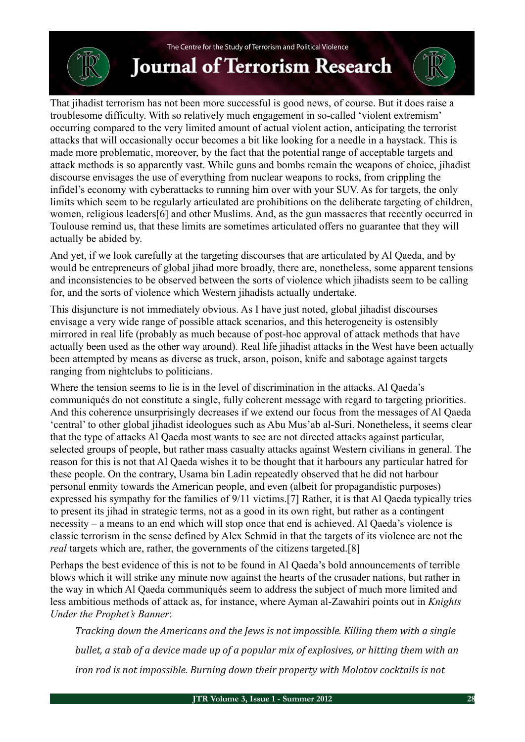That jihadist terrorism has not been more successful is good news, of course. But it does raise a troublesome difficulty. With so relatively much engagement in so-called 'violent extremism' occurring compared to the very limited amount of actual violent action, anticipating the terrorist attacks that will occasionally occur becomes a bit like looking for a needle in a haystack. This is made more problematic, moreover, by the fact that the potential range of acceptable targets and attack methods is so apparently vast. While guns and bombs remain the weapons of choice, jihadist discourse envisages the use of everything from nuclear weapons to rocks, from crippling the infidel's economy with cyberattacks to running him over with your SUV. As for targets, the only limits which seem to be regularly articulated are prohibitions on the deliberate targeting of children, women, religious leaders[6] and other Muslims. And, as the gun massacres that recently occurred in Toulouse remind us, that these limits are sometimes articulated offers no guarantee that they will actually be abided by.

And yet, if we look carefully at the targeting discourses that are articulated by Al Qaeda, and by would be entrepreneurs of global jihad more broadly, there are, nonetheless, some apparent tensions and inconsistencies to be observed between the sorts of violence which jihadists seem to be calling for, and the sorts of violence which Western jihadists actually undertake.

This disjuncture is not immediately obvious. As I have just noted, global jihadist discourses envisage a very wide range of possible attack scenarios, and this heterogeneity is ostensibly mirrored in real life (probably as much because of post-hoc approval of attack methods that have actually been used as the other way around). Real life jihadist attacks in the West have been actually been attempted by means as diverse as truck, arson, poison, knife and sabotage against targets ranging from nightclubs to politicians.

Where the tension seems to lie is in the level of discrimination in the attacks. Al Qaeda's communiqués do not constitute a single, fully coherent message with regard to targeting priorities. And this coherence unsurprisingly decreases if we extend our focus from the messages of Al Qaeda 'central' to other global jihadist ideologues such as Abu Mus'ab al-Suri. Nonetheless, it seems clear that the type of attacks Al Qaeda most wants to see are not directed attacks against particular, selected groups of people, but rather mass casualty attacks against Western civilians in general. The reason for this is not that Al Qaeda wishes it to be thought that it harbours any particular hatred for these people. On the contrary, Usama bin Ladin repeatedly observed that he did not harbour personal enmity towards the American people, and even (albeit for propagandistic purposes) expressed his sympathy for the families of 9/11 victims.[7] Rather, it is that Al Qaeda typically tries to present its jihad in strategic terms, not as a good in its own right, but rather as a contingent necessity – a means to an end which will stop once that end is achieved. Al Qaeda's violence is classic terrorism in the sense defined by Alex Schmid in that the targets of its violence are not the *real* targets which are, rather, the governments of the citizens targeted.[8]

Perhaps the best evidence of this is not to be found in Al Qaeda's bold announcements of terrible blows which it will strike any minute now against the hearts of the crusader nations, but rather in the way in which Al Qaeda communiqués seem to address the subject of much more limited and less ambitious methods of attack as, for instance, where Ayman al-Zawahiri points out in *Knights Under the Prophet's Banner*:

> *Tracking down the Americans and the Jews is not impossible. Killing them with a single bullet, a stab of a device made up of a popular mix of explosives, or hitting them with an iron rod is not impossible. Burning down their property with Molotov cocktails is not*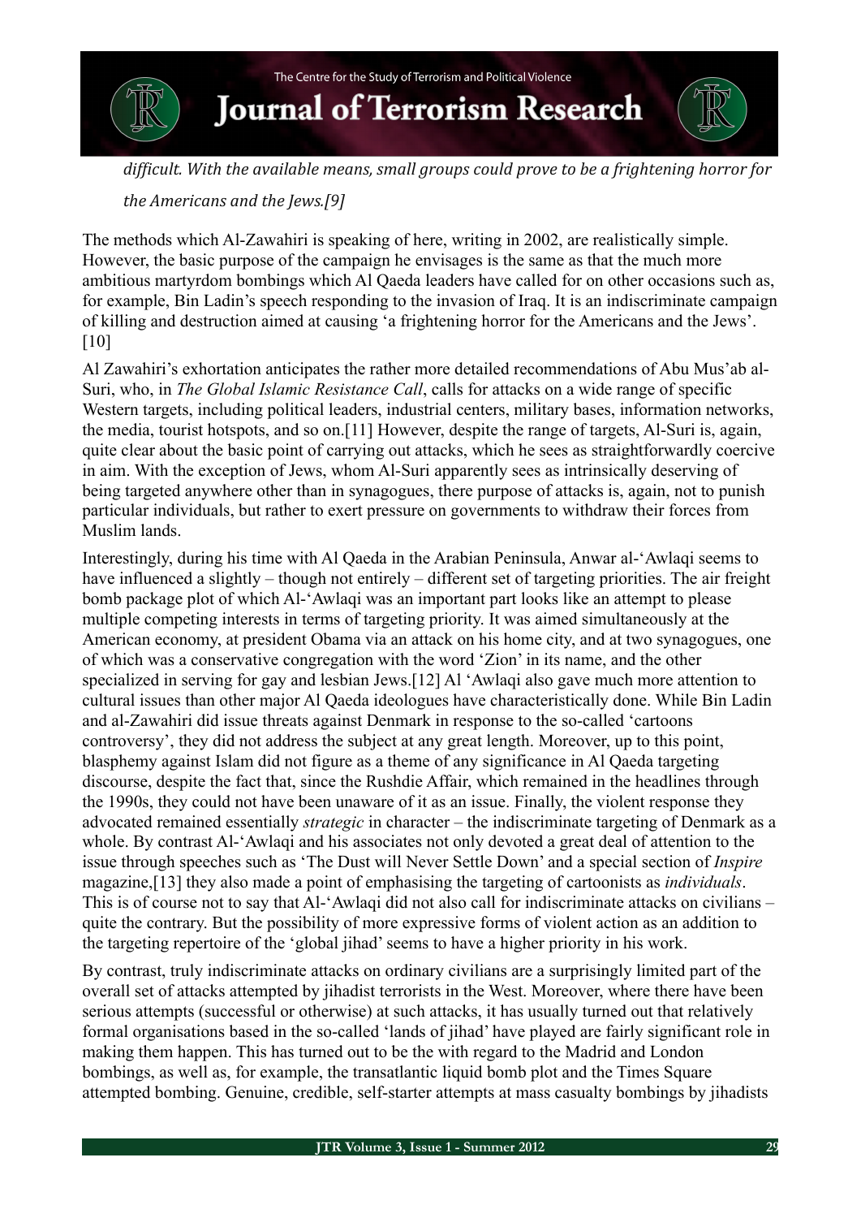*difficult. With the available means, small groups could prove to be a frightening horror for the Americans and the Jews.[9]*

The methods which Al-Zawahiri is speaking of here, writing in 2002, are realistically simple. However, the basic purpose of the campaign he envisages is the same as that the much more ambitious martyrdom bombings which Al Qaeda leaders have called for on other occasions such as, for example, Bin Ladin's speech responding to the invasion of Iraq. It is an indiscriminate campaign of killing and destruction aimed at causing 'a frightening horror for the Americans and the Jews'.[10]

Al Zawahiri's exhortation anticipates the rather more detailed recommendations of Abu Mus'ab al-Suri, who, in *The Global Islamic Resistance Call*, calls for attacks on a wide range of specific Western targets, including political leaders, industrial centers, military bases, information networks, the media, tourist hotspots, and so on.[11] However, despite the range of targets, Al-Suri is, again, quite clear about the basic point of carrying out attacks, which he sees as straightforwardly coercive in aim. With the exception of Jews, whom Al-Suri apparently sees as intrinsically deserving of being targeted anywhere other than in synagogues, there purpose of attacks is, again, not to punish particular individuals, but rather to exert pressure on governments to withdraw their forces from Muslim lands.

Interestingly, during his time with Al Qaeda in the Arabian Peninsula, Anwar al-'Awlaqi seems to have influenced a slightly – though not entirely – different set of targeting priorities. The air freight bomb package plot of which Al-'Awlaqi was an important part looks like an attempt to please multiple competing interests in terms of targeting priority. It was aimed simultaneously at the American economy, at president Obama via an attack on his home city, and at two synagogues, one of which was a conservative congregation with the word 'Zion' in its name, and the other specialized in serving for gay and lesbian Jews.[12] Al 'Awlaqi also gave much more attention to cultural issues than other major Al Qaeda ideologues have characteristically done. While Bin Ladin and al-Zawahiri did issue threats against Denmark in response to the so-called 'cartoons controversy', they did not address the subject at any great length. Moreover, up to this point, blasphemy against Islam did not figure as a theme of any significance in Al Qaeda targeting discourse, despite the fact that, since the Rushdie Affair, which remained in the headlines through the 1990s, they could not have been unaware of it as an issue. Finally, the violent response they advocated remained essentially *strategic* in character – the indiscriminate targeting of Denmark as a whole. By contrast Al-'Awlaqi and his associates not only devoted a great deal of attention to the issue through speeches such as 'The Dust will Never Settle Down' and a special section of *Inspire* magazine,[13] they also made a point of emphasising the targeting of cartoonists as *individuals*. This is of course not to say that Al-'Awlaqi did not also call for indiscriminate attacks on civilians – quite the contrary. But the possibility of more expressive forms of violent action as an addition to the targeting repertoire of the 'global jihad' seems to have a higher priority in his work.

By contrast, truly indiscriminate attacks on ordinary civilians are a surprisingly limited part of the overall set of attacks attempted by jihadist terrorists in the West. Moreover, where there have been serious attempts (successful or otherwise) at such attacks, it has usually turned out that relatively formal organisations based in the so-called 'lands of jihad' have played are fairly significant role in making them happen. This has turned out to be the with regard to the Madrid and London bombings, as well as, for example, the transatlantic liquid bomb plot and the Times Square attempted bombing. Genuine, credible, self-starter attempts at mass casualty bombings by jihadists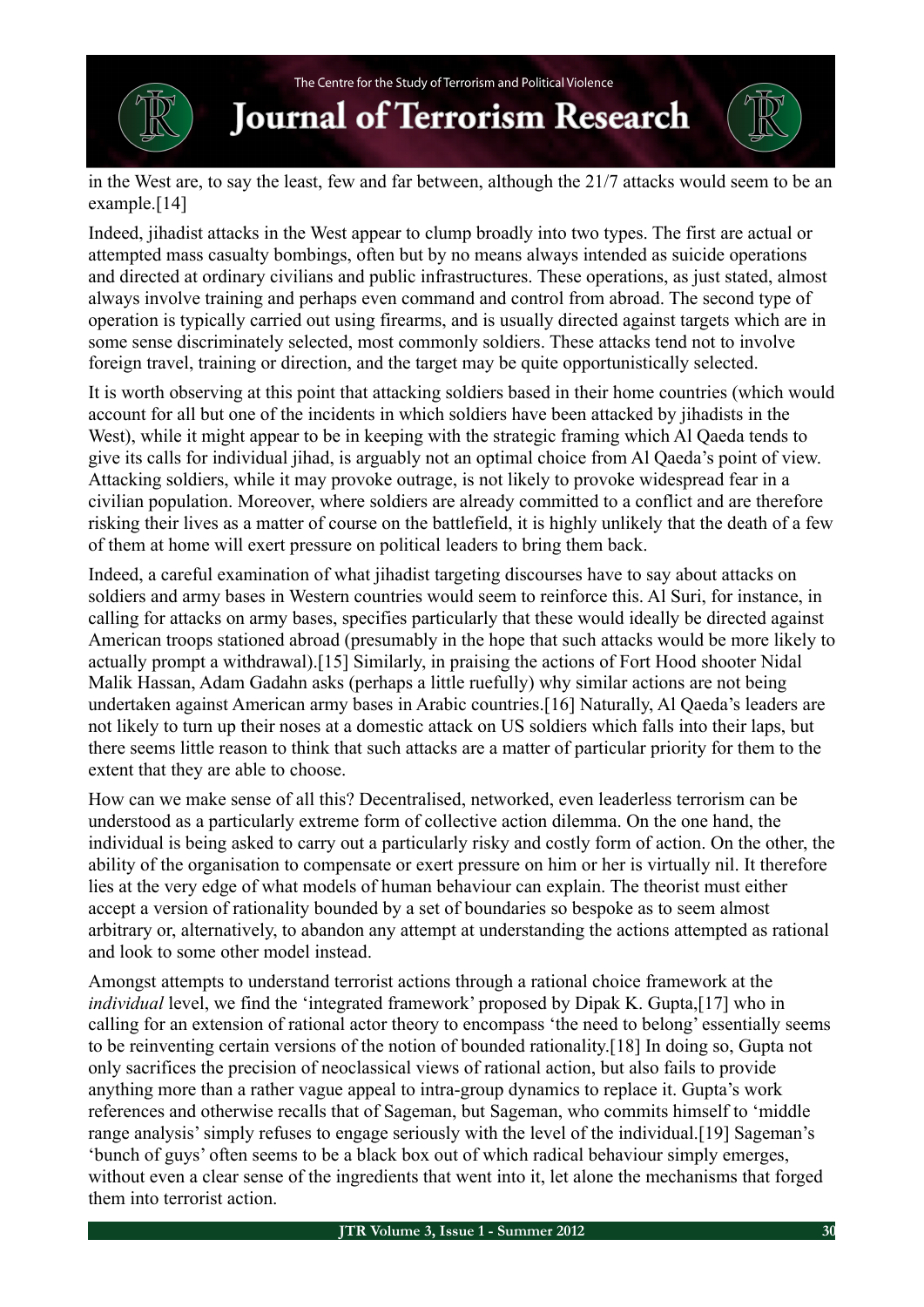in the West are, to say the least, few and far between, although the 21/7 attacks would seem to be an example.[14]

Indeed, jihadist attacks in the West appear to clump broadly into two types. The first are actual or attempted mass casualty bombings, often but by no means always intended as suicide operations and directed at ordinary civilians and public infrastructures. These operations, as just stated, almost always involve training and perhaps even command and control from abroad. The second type of operation is typically carried out using firearms, and is usually directed against targets which are in some sense discriminately selected, most commonly soldiers. These attacks tend not to involve foreign travel, training or direction, and the target may be quite opportunistically selected.

It is worth observing at this point that attacking soldiers based in their home countries (which would account for all but one of the incidents in which soldiers have been attacked by jihadists in the West), while it might appear to be in keeping with the strategic framing which Al Qaeda tends to give its calls for individual jihad, is arguably not an optimal choice from Al Qaeda's point of view. Attacking soldiers, while it may provoke outrage, is not likely to provoke widespread fear in a civilian population. Moreover, where soldiers are already committed to a conflict and are therefore risking their lives as a matter of course on the battlefield, it is highly unlikely that the death of a few of them at home will exert pressure on political leaders to bring them back.

Indeed, a careful examination of what jihadist targeting discourses have to say about attacks on soldiers and army bases in Western countries would seem to reinforce this. Al Suri, for instance, in calling for attacks on army bases, specifies particularly that these would ideally be directed against American troops stationed abroad (presumably in the hope that such attacks would be more likely to actually prompt a withdrawal).[15] Similarly, in praising the actions of Fort Hood shooter Nidal Malik Hassan, Adam Gadahn asks (perhaps a little ruefully) why similar actions are not being undertaken against American army bases in Arabic countries.[16] Naturally, Al Qaeda's leaders are not likely to turn up their noses at a domestic attack on US soldiers which falls into their laps, but there seems little reason to think that such attacks are a matter of particular priority for them to the extent that they are able to choose.

How can we make sense of all this? Decentralised, networked, even leaderless terrorism can be understood as a particularly extreme form of collective action dilemma. On the one hand, the individual is being asked to carry out a particularly risky and costly form of action. On the other, the ability of the organisation to compensate or exert pressure on him or her is virtually nil. It therefore lies at the very edge of what models of human behaviour can explain. The theorist must either accept a version of rationality bounded by a set of boundaries so bespoke as to seem almost arbitrary or, alternatively, to abandon any attempt at understanding the actions attempted as rational and look to some other model instead.

Amongst attempts to understand terrorist actions through a rational choice framework at the *individual* level, we find the 'integrated framework' proposed by Dipak K. Gupta,[17] who in calling for an extension of rational actor theory to encompass 'the need to belong' essentially seems to be reinventing certain versions of the notion of bounded rationality.[18] In doing so, Gupta not only sacrifices the precision of neoclassical views of rational action, but also fails to provide anything more than a rather vague appeal to intra-group dynamics to replace it. Gupta's work references and otherwise recalls that of Sageman, but Sageman, who commits himself to 'middle range analysis' simply refuses to engage seriously with the level of the individual.[19] Sageman's 'bunch of guys' often seems to be a black box out of which radical behaviour simply emerges, without even a clear sense of the ingredients that went into it, let alone the mechanisms that forged them into terrorist action.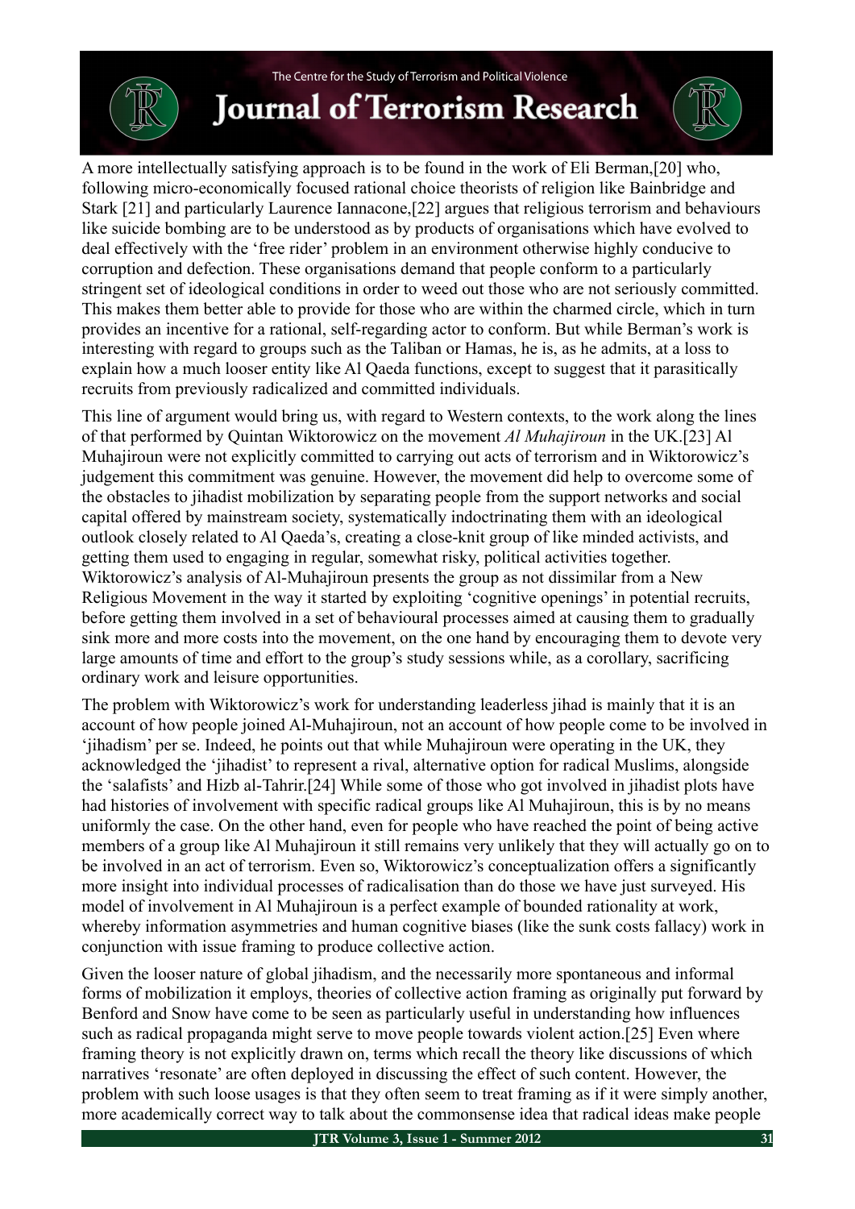A more intellectually satisfying approach is to be found in the work of Eli Berman,[20] who, following micro-economically focused rational choice theorists of religion like Bainbridge and Stark [21] and particularly Laurence Iannacone,[22] argues that religious terrorism and behaviours like suicide bombing are to be understood as by products of organisations which have evolved to deal effectively with the 'free rider' problem in an environment otherwise highly conducive to corruption and defection. These organisations demand that people conform to a particularly stringent set of ideological conditions in order to weed out those who are not seriously committed. This makes them better able to provide for those who are within the charmed circle, which in turn provides an incentive for a rational, self-regarding actor to conform. But while Berman's work is interesting with regard to groups such as the Taliban or Hamas, he is, as he admits, at a loss to explain how a much looser entity like Al Qaeda functions, except to suggest that it parasitically recruits from previously radicalized and committed individuals.

This line of argument would bring us, with regard to Western contexts, to the work along the lines of that performed by Quintan Wiktorowicz on the movement *Al Muhajiroun* in the UK.[23] Al Muhajiroun were not explicitly committed to carrying out acts of terrorism and in Wiktorowicz's judgement this commitment was genuine. However, the movement did help to overcome some of the obstacles to jihadist mobilization by separating people from the support networks and social capital offered by mainstream society, systematically indoctrinating them with an ideological outlook closely related to Al Qaeda's, creating a close-knit group of like minded activists, and getting them used to engaging in regular, somewhat risky, political activities together. Wiktorowicz's analysis of Al-Muhajiroun presents the group as not dissimilar from a New Religious Movement in the way it started by exploiting 'cognitive openings' in potential recruits, before getting them involved in a set of behavioural processes aimed at causing them to gradually sink more and more costs into the movement, on the one hand by encouraging them to devote very large amounts of time and effort to the group's study sessions while, as a corollary, sacrificing ordinary work and leisure opportunities.

The problem with Wiktorowicz's work for understanding leaderless jihad is mainly that it is an account of how people joined Al-Muhajiroun, not an account of how people come to be involved in 'jihadism' per se. Indeed, he points out that while Muhajiroun were operating in the UK, they acknowledged the 'jihadist' to represent a rival, alternative option for radical Muslims, alongside the 'salafists' and Hizb al-Tahrir.[24] While some of those who got involved in jihadist plots have had histories of involvement with specific radical groups like Al Muhajiroun, this is by no means uniformly the case. On the other hand, even for people who have reached the point of being active members of a group like Al Muhajiroun it still remains very unlikely that they will actually go on to be involved in an act of terrorism. Even so, Wiktorowicz's conceptualization offers a significantly more insight into individual processes of radicalisation than do those we have just surveyed. His model of involvement in Al Muhajiroun is a perfect example of bounded rationality at work, whereby information asymmetries and human cognitive biases (like the sunk costs fallacy) work in conjunction with issue framing to produce collective action.

Given the looser nature of global jihadism, and the necessarily more spontaneous and informal forms of mobilization it employs, theories of collective action framing as originally put forward by Benford and Snow have come to be seen as particularly useful in understanding how influences such as radical propaganda might serve to move people towards violent action.[25] Even where framing theory is not explicitly drawn on, terms which recall the theory like discussions of which narratives 'resonate' are often deployed in discussing the effect of such content. However, the problem with such loose usages is that they often seem to treat framing as if it were simply another, more academically correct way to talk about the commonsense idea that radical ideas make people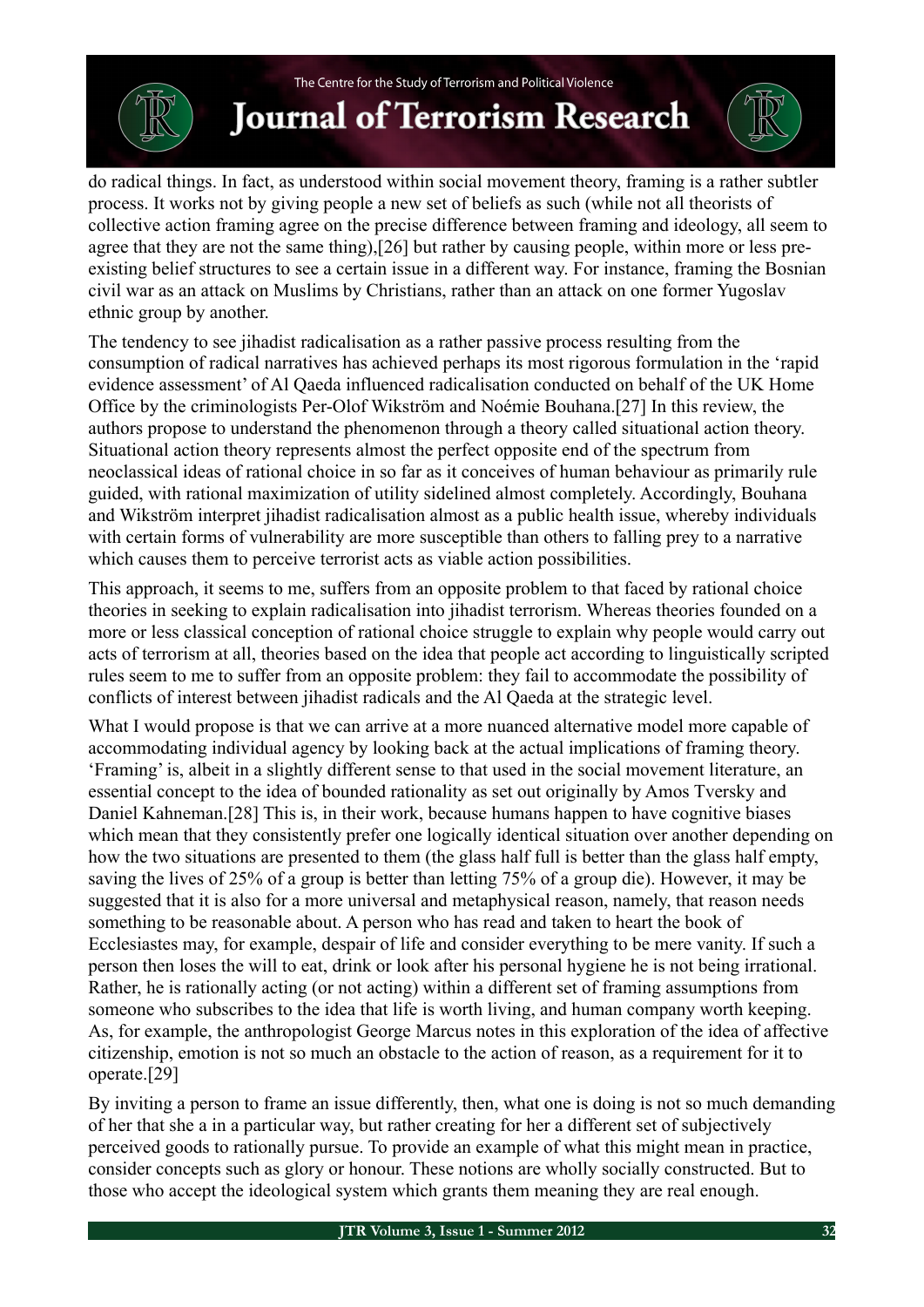do radical things. In fact, as understood within social movement theory, framing is a rather subtler process. It works not by giving people a new set of beliefs as such (while not all theorists of collective action framing agree on the precise difference between framing and ideology, all seem to agree that they are not the same thing),[26] but rather by causing people, within more or less pre-existing belief structures to see a certain issue in a different way. For instance, framing the Bosnian civil war as an attack on Muslims by Christians, rather than an attack on one former Yugoslav ethnic group by another.

The tendency to see jihadist radicalisation as a rather passive process resulting from the consumption of radical narratives has achieved perhaps its most rigorous formulation in the 'rapid evidence assessment' of Al Qaeda influenced radicalisation conducted on behalf of the UK Home Office by the criminologists Per-Olof Wikström and Noémie Bouhana.[27] In this review, the authors propose to understand the phenomenon through a theory called situational action theory. Situational action theory represents almost the perfect opposite end of the spectrum from neoclassical ideas of rational choice in so far as it conceives of human behaviour as primarily rule guided, with rational maximization of utility sidelined almost completely. Accordingly, Bouhana and Wikström interpret jihadist radicalisation almost as a public health issue, whereby individuals with certain forms of vulnerability are more susceptible than others to falling prey to a narrative which causes them to perceive terrorist acts as viable action possibilities.

This approach, it seems to me, suffers from an opposite problem to that faced by rational choice theories in seeking to explain radicalisation into jihadist terrorism. Whereas theories founded on a more or less classical conception of rational choice struggle to explain why people would carry out acts of terrorism at all, theories based on the idea that people act according to linguistically scripted rules seem to me to suffer from an opposite problem: they fail to accommodate the possibility of conflicts of interest between jihadist radicals and the Al Qaeda at the strategic level.

What I would propose is that we can arrive at a more nuanced alternative model more capable of accommodating individual agency by looking back at the actual implications of framing theory. 'Framing' is, albeit in a slightly different sense to that used in the social movement literature, an essential concept to the idea of bounded rationality as set out originally by Amos Tversky and Daniel Kahneman.[28] This is, in their work, because humans happen to have cognitive biases which mean that they consistently prefer one logically identical situation over another depending on how the two situations are presented to them (the glass half full is better than the glass half empty, saving the lives of 25% of a group is better than letting 75% of a group die). However, it may be suggested that it is also for a more universal and metaphysical reason, namely, that reason needs something to be reasonable about. A person who has read and taken to heart the book of Ecclesiastes may, for example, despair of life and consider everything to be mere vanity. If such a person then loses the will to eat, drink or look after his personal hygiene he is not being irrational. Rather, he is rationally acting (or not acting) within a different set of framing assumptions from someone who subscribes to the idea that life is worth living, and human company worth keeping. As, for example, the anthropologist George Marcus notes in this exploration of the idea of affective citizenship, emotion is not so much an obstacle to the action of reason, as a requirement for it to operate.[29]

By inviting a person to frame an issue differently, then, what one is doing is not so much demanding of her that she a in a particular way, but rather creating for her a different set of subjectively perceived goods to rationally pursue. To provide an example of what this might mean in practice, consider concepts such as glory or honour. These notions are wholly socially constructed. But to those who accept the ideological system which grants them meaning they are real enough.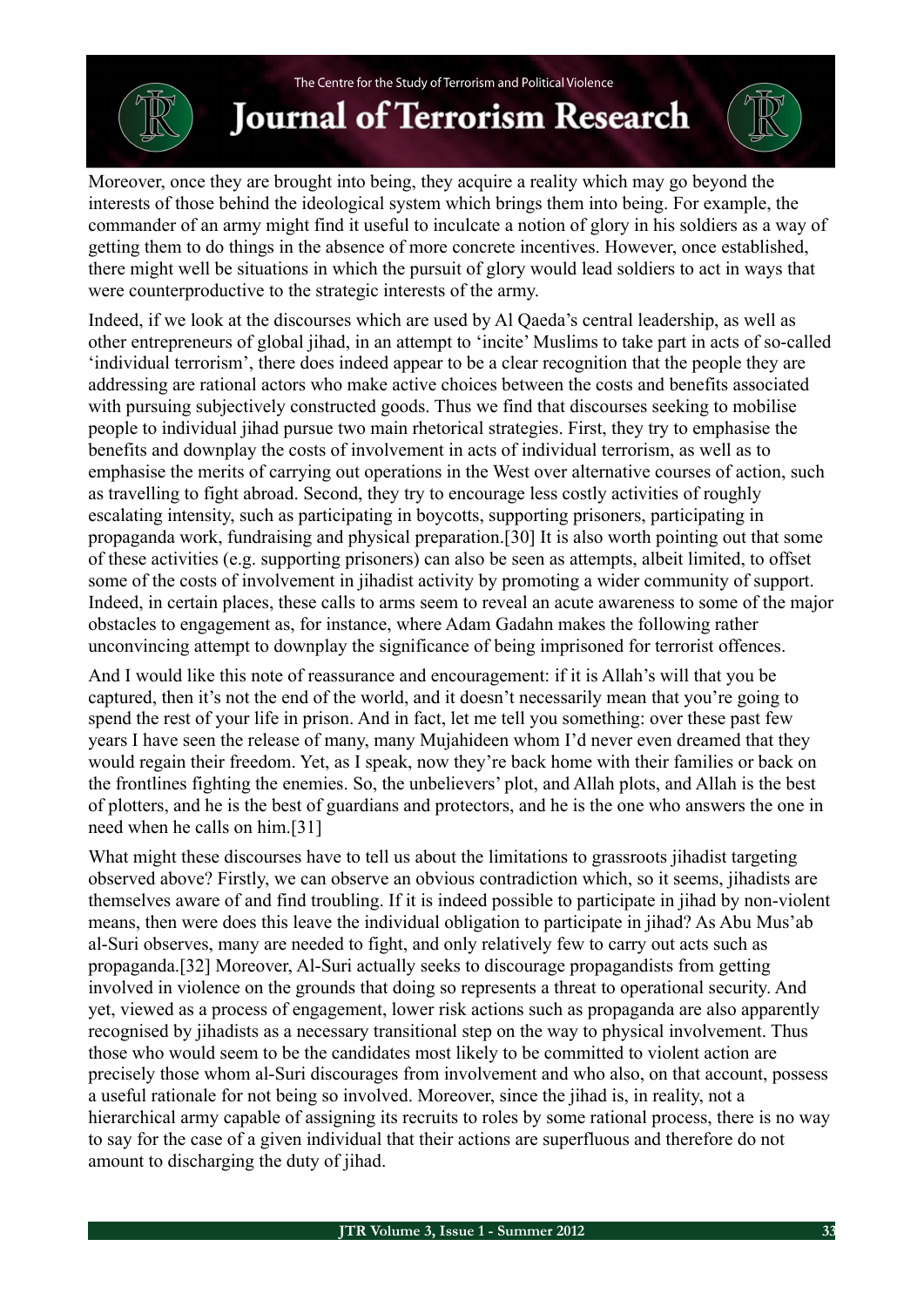Moreover, once they are brought into being, they acquire a reality which may go beyond the interests of those behind the ideological system which brings them into being. For example, the commander of an army might find it useful to inculcate a notion of glory in his soldiers as a way of getting them to do things in the absence of more concrete incentives. However, once established, there might well be situations in which the pursuit of glory would lead soldiers to act in ways that were counterproductive to the strategic interests of the army.

Indeed, if we look at the discourses which are used by Al Qaeda's central leadership, as well as other entrepreneurs of global jihad, in an attempt to 'incite' Muslims to take part in acts of so-called 'individual terrorism', there does indeed appear to be a clear recognition that the people they are addressing are rational actors who make active choices between the costs and benefits associated with pursuing subjectively constructed goods. Thus we find that discourses seeking to mobilise people to individual jihad pursue two main rhetorical strategies. First, they try to emphasise the benefits and downplay the costs of involvement in acts of individual terrorism, as well as to emphasise the merits of carrying out operations in the West over alternative courses of action, such as travelling to fight abroad. Second, they try to encourage less costly activities of roughly escalating intensity, such as participating in boycotts, supporting prisoners, participating in propaganda work, fundraising and physical preparation.[30] It is also worth pointing out that some of these activities (e.g. supporting prisoners) can also be seen as attempts, albeit limited, to offset some of the costs of involvement in jihadist activity by promoting a wider community of support. Indeed, in certain places, these calls to arms seem to reveal an acute awareness to some of the major obstacles to engagement as, for instance, where Adam Gadahn makes the following rather unconvincing attempt to downplay the significance of being imprisoned for terrorist offences.

And I would like this note of reassurance and encouragement: if it is Allah's will that you be captured, then it's not the end of the world, and it doesn't necessarily mean that you're going to spend the rest of your life in prison. And in fact, let me tell you something: over these past few years I have seen the release of many, many Mujahideen whom I'd never even dreamed that they would regain their freedom. Yet, as I speak, now they're back home with their families or back on the frontlines fighting the enemies. So, the unbelievers' plot, and Allah plots, and Allah is the best of plotters, and he is the best of guardians and protectors, and he is the one who answers the one in need when he calls on him.[31]

What might these discourses have to tell us about the limitations to grassroots jihadist targeting observed above? Firstly, we can observe an obvious contradiction which, so it seems, jihadists are themselves aware of and find troubling. If it is indeed possible to participate in jihad by non-violent means, then were does this leave the individual obligation to participate in jihad? As Abu Mus'ab al-Suri observes, many are needed to fight, and only relatively few to carry out acts such as propaganda.[32] Moreover, Al-Suri actually seeks to discourage propagandists from getting involved in violence on the grounds that doing so represents a threat to operational security. And yet, viewed as a process of engagement, lower risk actions such as propaganda are also apparently recognised by jihadists as a necessary transitional step on the way to physical involvement. Thus those who would seem to be the candidates most likely to be committed to violent action are precisely those whom al-Suri discourages from involvement and who also, on that account, possess a useful rationale for not being so involved. Moreover, since the jihad is, in reality, not a hierarchical army capable of assigning its recruits to roles by some rational process, there is no way to say for the case of a given individual that their actions are superfluous and therefore do not amount to discharging the duty of jihad.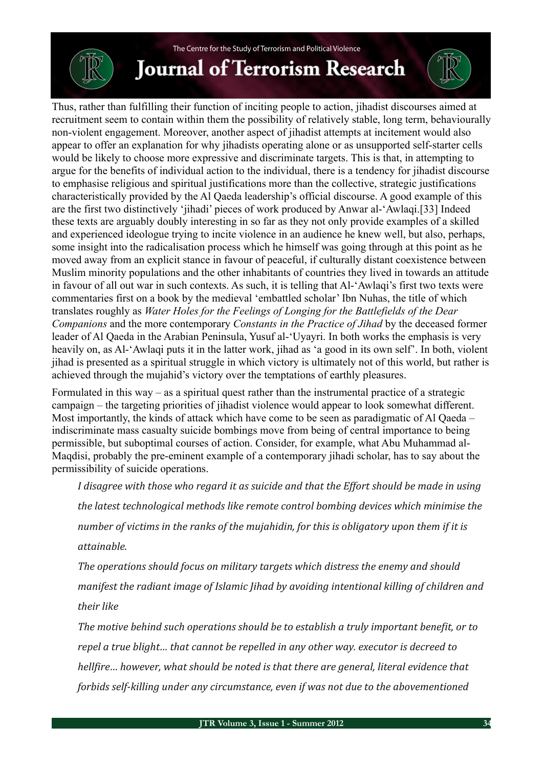Thus, rather than fulfilling their function of inciting people to action, jihadist discourses aimed at recruitment seem to contain within them the possibility of relatively stable, long term, behaviourally non-violent engagement. Moreover, another aspect of jihadist attempts at incitement would also appear to offer an explanation for why jihadists operating alone or as unsupported self-starter cells would be likely to choose more expressive and discriminate targets. This is that, in attempting to argue for the benefits of individual action to the individual, there is a tendency for jihadist discourse to emphasise religious and spiritual justifications more than the collective, strategic justifications characteristically provided by the Al Qaeda leadership's official discourse. A good example of this are the first two distinctively 'jihadi' pieces of work produced by Anwar al-'Awlaqi.[33] Indeed these texts are arguably doubly interesting in so far as they not only provide examples of a skilled and experienced ideologue trying to incite violence in an audience he knew well, but also, perhaps, some insight into the radicalisation process which he himself was going through at this point as he moved away from an explicit stance in favour of peaceful, if culturally distant coexistence between Muslim minority populations and the other inhabitants of countries they lived in towards an attitude in favour of all out war in such contexts. As such, it is telling that Al-'Awlaqi's first two texts were commentaries first on a book by the medieval 'embattled scholar' Ibn Nuhas, the title of which translates roughly as *Water Holes for the Feelings of Longing for the Battlefields of the Dear Companions* and the more contemporary *Constants in the Practice of Jihad* by the deceased former leader of Al Qaeda in the Arabian Peninsula, Yusuf al-'Uyayri. In both works the emphasis is very heavily on, as Al-'Awlaqi puts it in the latter work, jihad as 'a good in its own self'. In both, violent jihad is presented as a spiritual struggle in which victory is ultimately not of this world, but rather is achieved through the mujahid's victory over the temptations of earthly pleasures.

Formulated in this way – as a spiritual quest rather than the instrumental practice of a strategic campaign – the targeting priorities of jihadist violence would appear to look somewhat different. Most importantly, the kinds of attack which have come to be seen as paradigmatic of Al Qaeda – indiscriminate mass casualty suicide bombings move from being of central importance to being permissible, but suboptimal courses of action. Consider, for example, what Abu Muhammad al-Maqdisi, probably the pre-eminent example of a contemporary jihadi scholar, has to say about the permissibility of suicide operations.

> *I disagree with those who regard it as suicide and that the Effort should be made in using the latest technological methods like remote control bombing devices which minimise the number of victims in the ranks of the mujahidin, for this is obligatory upon them if it is attainable.*
>
> *The operations should focus on military targets which distress the enemy and should manifest the radiant image of Islamic Jihad by avoiding intentional killing of children and their like*
>
> *The motive behind such operations should be to establish a truly important benefit, or to repel a true blight… that cannot be repelled in any other way. executor is decreed to hellfire… however, what should be noted is that there are general, literal evidence that forbids self-killing under any circumstance, even if was not due to the abovementioned*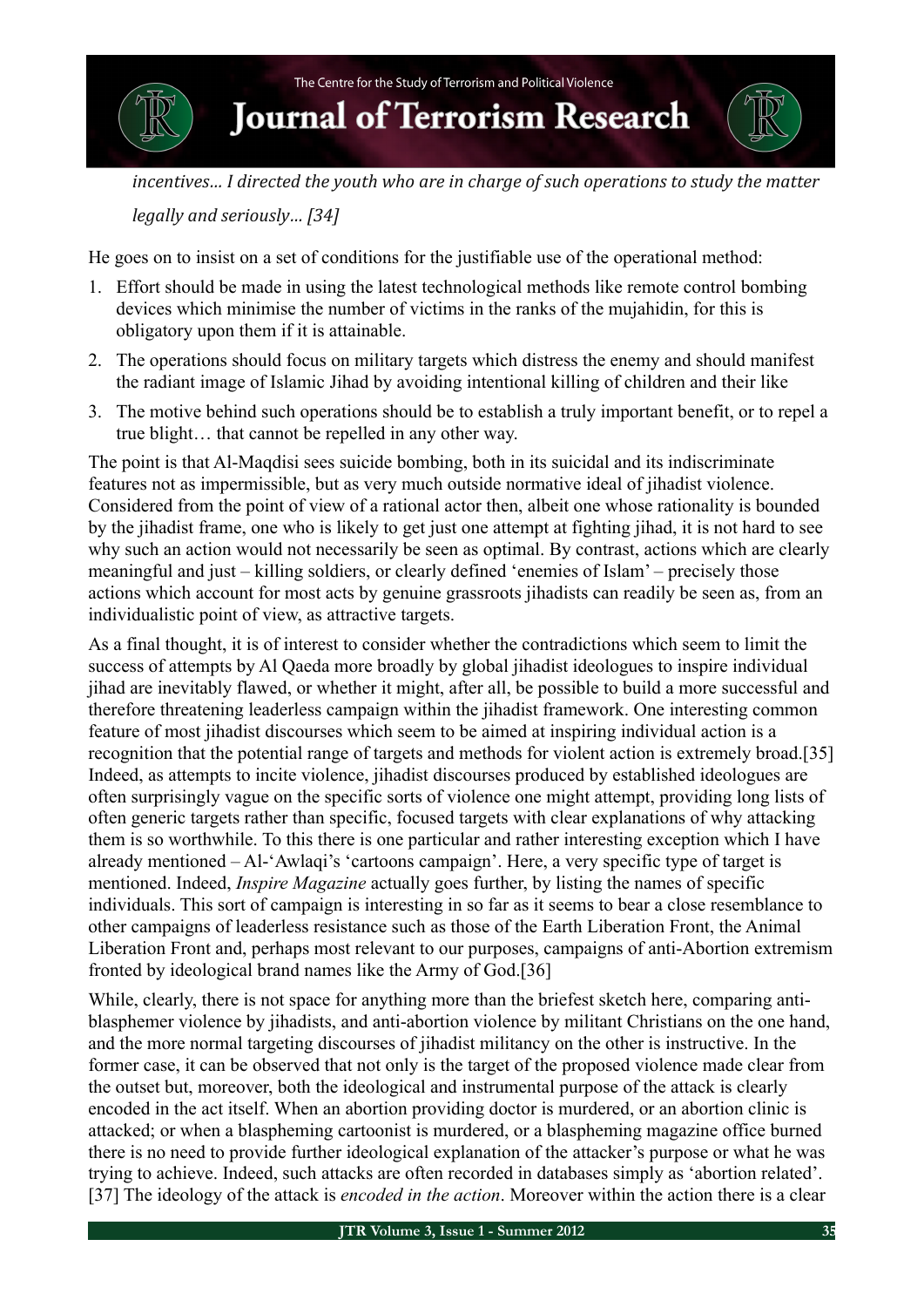*incentives… I directed the youth who are in charge of such operations to study the matter legally and seriously… [34]*

He goes on to insist on a set of conditions for the justifiable use of the operational method:

1. Effort should be made in using the latest technological methods like remote control bombing devices which minimise the number of victims in the ranks of the mujahidin, for this is obligatory upon them if it is attainable.
2. The operations should focus on military targets which distress the enemy and should manifest the radiant image of Islamic Jihad by avoiding intentional killing of children and their like
3. The motive behind such operations should be to establish a truly important benefit, or to repel a true blight… that cannot be repelled in any other way.

The point is that Al-Maqdisi sees suicide bombing, both in its suicidal and its indiscriminate features not as impermissible, but as very much outside normative ideal of jihadist violence. Considered from the point of view of a rational actor then, albeit one whose rationality is bounded by the jihadist frame, one who is likely to get just one attempt at fighting jihad, it is not hard to see why such an action would not necessarily be seen as optimal. By contrast, actions which are clearly meaningful and just – killing soldiers, or clearly defined 'enemies of Islam' – precisely those actions which account for most acts by genuine grassroots jihadists can readily be seen as, from an individualistic point of view, as attractive targets.

As a final thought, it is of interest to consider whether the contradictions which seem to limit the success of attempts by Al Qaeda more broadly by global jihadist ideologues to inspire individual jihad are inevitably flawed, or whether it might, after all, be possible to build a more successful and therefore threatening leaderless campaign within the jihadist framework. One interesting common feature of most jihadist discourses which seem to be aimed at inspiring individual action is a recognition that the potential range of targets and methods for violent action is extremely broad.[35] Indeed, as attempts to incite violence, jihadist discourses produced by established ideologues are often surprisingly vague on the specific sorts of violence one might attempt, providing long lists of often generic targets rather than specific, focused targets with clear explanations of why attacking them is so worthwhile. To this there is one particular and rather interesting exception which I have already mentioned – Al-'Awlaqi's 'cartoons campaign'. Here, a very specific type of target is mentioned. Indeed, *Inspire Magazine* actually goes further, by listing the names of specific individuals. This sort of campaign is interesting in so far as it seems to bear a close resemblance to other campaigns of leaderless resistance such as those of the Earth Liberation Front, the Animal Liberation Front and, perhaps most relevant to our purposes, campaigns of anti-Abortion extremism fronted by ideological brand names like the Army of God.[36]

While, clearly, there is not space for anything more than the briefest sketch here, comparing anti-blasphemer violence by jihadists, and anti-abortion violence by militant Christians on the one hand, and the more normal targeting discourses of jihadist militancy on the other is instructive. In the former case, it can be observed that not only is the target of the proposed violence made clear from the outset but, moreover, both the ideological and instrumental purpose of the attack is clearly encoded in the act itself. When an abortion providing doctor is murdered, or an abortion clinic is attacked; or when a blaspheming cartoonist is murdered, or a blaspheming magazine office burned there is no need to provide further ideological explanation of the attacker's purpose or what he was trying to achieve. Indeed, such attacks are often recorded in databases simply as 'abortion related'.[37] The ideology of the attack is *encoded in the action*. Moreover within the action there is a clear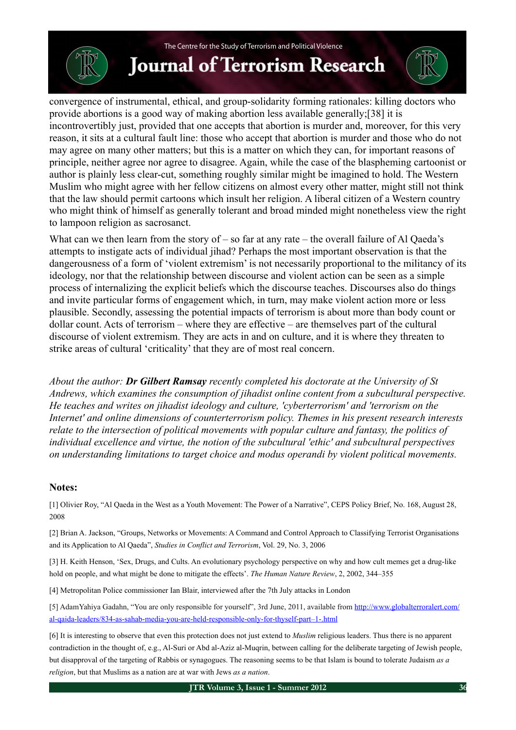convergence of instrumental, ethical, and group-solidarity forming rationales: killing doctors who provide abortions is a good way of making abortion less available generally;[38] it is incontrovertibly just, provided that one accepts that abortion is murder and, moreover, for this very reason, it sits at a cultural fault line: those who accept that abortion is murder and those who do not may agree on many other matters; but this is a matter on which they can, for important reasons of principle, neither agree nor agree to disagree. Again, while the case of the blaspheming cartoonist or author is plainly less clear-cut, something roughly similar might be imagined to hold. The Western Muslim who might agree with her fellow citizens on almost every other matter, might still not think that the law should permit cartoons which insult her religion. A liberal citizen of a Western country who might think of himself as generally tolerant and broad minded might nonetheless view the right to lampoon religion as sacrosanct.

What can we then learn from the story of – so far at any rate – the overall failure of Al Qaeda's attempts to instigate acts of individual jihad? Perhaps the most important observation is that the dangerousness of a form of 'violent extremism' is not necessarily proportional to the militancy of its ideology, nor that the relationship between discourse and violent action can be seen as a simple process of internalizing the explicit beliefs which the discourse teaches. Discourses also do things and invite particular forms of engagement which, in turn, may make violent action more or less plausible. Secondly, assessing the potential impacts of terrorism is about more than body count or dollar count. Acts of terrorism – where they are effective – are themselves part of the cultural discourse of violent extremism. They are acts in and on culture, and it is where they threaten to strike areas of cultural 'criticality' that they are of most real concern.

*About the author:* ***Dr Gilbert Ramsay*** *recently completed his doctorate at the University of St Andrews, which examines the consumption of jihadist online content from a subcultural perspective. He teaches and writes on jihadist ideology and culture, 'cyberterrorism' and 'terrorism on the Internet' and online dimensions of counterterrorism policy. Themes in his present research interests relate to the intersection of political movements with popular culture and fantasy, the politics of individual excellence and virtue, the notion of the subcultural 'ethic' and subcultural perspectives on understanding limitations to target choice and modus operandi by violent political movements.*

**Notes:**

[1] Olivier Roy, "Al Qaeda in the West as a Youth Movement: The Power of a Narrative", CEPS Policy Brief, No. 168, August 28, 2008

[2] Brian A. Jackson, "Groups, Networks or Movements: A Command and Control Approach to Classifying Terrorist Organisations and its Application to Al Qaeda", *Studies in Conflict and Terrorism*, Vol. 29, No. 3, 2006

[3] H. Keith Henson, 'Sex, Drugs, and Cults. An evolutionary psychology perspective on why and how cult memes get a drug-like hold on people, and what might be done to mitigate the effects'. *The Human Nature Review*, 2, 2002, 344–355

[4] Metropolitan Police commissioner Ian Blair, interviewed after the 7th July attacks in London

[5] AdamYahiya Gadahn, "You are only responsible for yourself", 3rd June, 2011, available from http://www.globalterroralert.com/al-qaida-leaders/834-as-sahab-media-you-are-held-responsible-only-for-thyself-part–1-.html

[6] It is interesting to observe that even this protection does not just extend to *Muslim* religious leaders. Thus there is no apparent contradiction in the thought of, e.g., Al-Suri or Abd al-Aziz al-Muqrin, between calling for the deliberate targeting of Jewish people, but disapproval of the targeting of Rabbis or synagogues. The reasoning seems to be that Islam is bound to tolerate Judaism *as a religion*, but that Muslims as a nation are at war with Jews *as a nation*.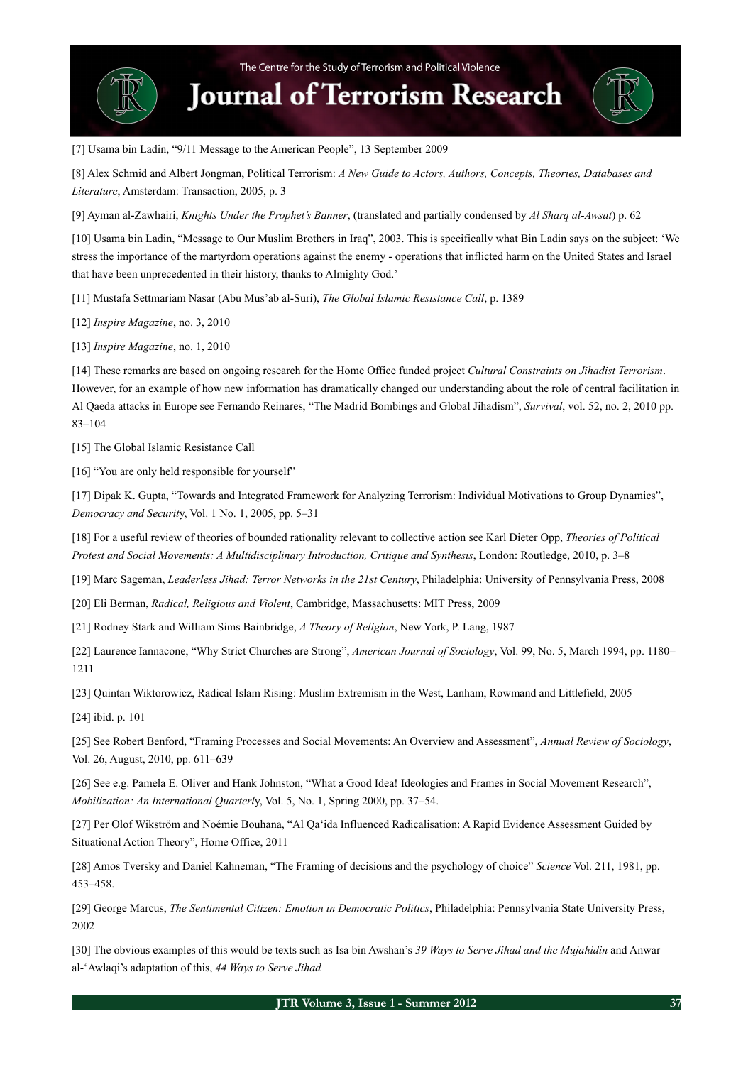[7] Usama bin Ladin, "9/11 Message to the American People", 13 September 2009

[8] Alex Schmid and Albert Jongman, Political Terrorism: *A New Guide to Actors, Authors, Concepts, Theories, Databases and Literature*, Amsterdam: Transaction, 2005, p. 3

[9] Ayman al-Zawhairi, *Knights Under the Prophet's Banner*, (translated and partially condensed by *Al Sharq al-Awsat*) p. 62

[10] Usama bin Ladin, "Message to Our Muslim Brothers in Iraq", 2003. This is specifically what Bin Ladin says on the subject: 'We stress the importance of the martyrdom operations against the enemy - operations that inflicted harm on the United States and Israel that have been unprecedented in their history, thanks to Almighty God.'

[11] Mustafa Settmariam Nasar (Abu Mus'ab al-Suri), *The Global Islamic Resistance Call*, p. 1389

[12] *Inspire Magazine*, no. 3, 2010

[13] *Inspire Magazine*, no. 1, 2010

[14] These remarks are based on ongoing research for the Home Office funded project *Cultural Constraints on Jihadist Terrorism*. However, for an example of how new information has dramatically changed our understanding about the role of central facilitation in Al Qaeda attacks in Europe see Fernando Reinares, "The Madrid Bombings and Global Jihadism", *Survival*, vol. 52, no. 2, 2010 pp. 83–104

[15] The Global Islamic Resistance Call

[16] "You are only held responsible for yourself"

[17] Dipak K. Gupta, "Towards and Integrated Framework for Analyzing Terrorism: Individual Motivations to Group Dynamics", *Democracy and Security*, Vol. 1 No. 1, 2005, pp. 5–31

[18] For a useful review of theories of bounded rationality relevant to collective action see Karl Dieter Opp, *Theories of Political Protest and Social Movements: A Multidisciplinary Introduction, Critique and Synthesis*, London: Routledge, 2010, p. 3–8

[19] Marc Sageman, *Leaderless Jihad: Terror Networks in the 21st Century*, Philadelphia: University of Pennsylvania Press, 2008

[20] Eli Berman, *Radical, Religious and Violent*, Cambridge, Massachusetts: MIT Press, 2009

[21] Rodney Stark and William Sims Bainbridge, *A Theory of Religion*, New York, P. Lang, 1987

[22] Laurence Iannacone, "Why Strict Churches are Strong", *American Journal of Sociology*, Vol. 99, No. 5, March 1994, pp. 1180–1211

[23] Quintan Wiktorowicz, Radical Islam Rising: Muslim Extremism in the West, Lanham, Rowmand and Littlefield, 2005

[24] ibid. p. 101

[25] See Robert Benford, "Framing Processes and Social Movements: An Overview and Assessment", *Annual Review of Sociology*, Vol. 26, August, 2010, pp. 611–639

[26] See e.g. Pamela E. Oliver and Hank Johnston, "What a Good Idea! Ideologies and Frames in Social Movement Research", *Mobilization: An International Quarterly*, Vol. 5, No. 1, Spring 2000, pp. 37–54.

[27] Per Olof Wikström and Noémie Bouhana, "Al Qa'ida Influenced Radicalisation: A Rapid Evidence Assessment Guided by Situational Action Theory", Home Office, 2011

[28] Amos Tversky and Daniel Kahneman, "The Framing of decisions and the psychology of choice" *Science* Vol. 211, 1981, pp. 453–458.

[29] George Marcus, *The Sentimental Citizen: Emotion in Democratic Politics*, Philadelphia: Pennsylvania State University Press, 2002

[30] The obvious examples of this would be texts such as Isa bin Awshan's *39 Ways to Serve Jihad and the Mujahidin* and Anwar al-'Awlaqi's adaptation of this, *44 Ways to Serve Jihad*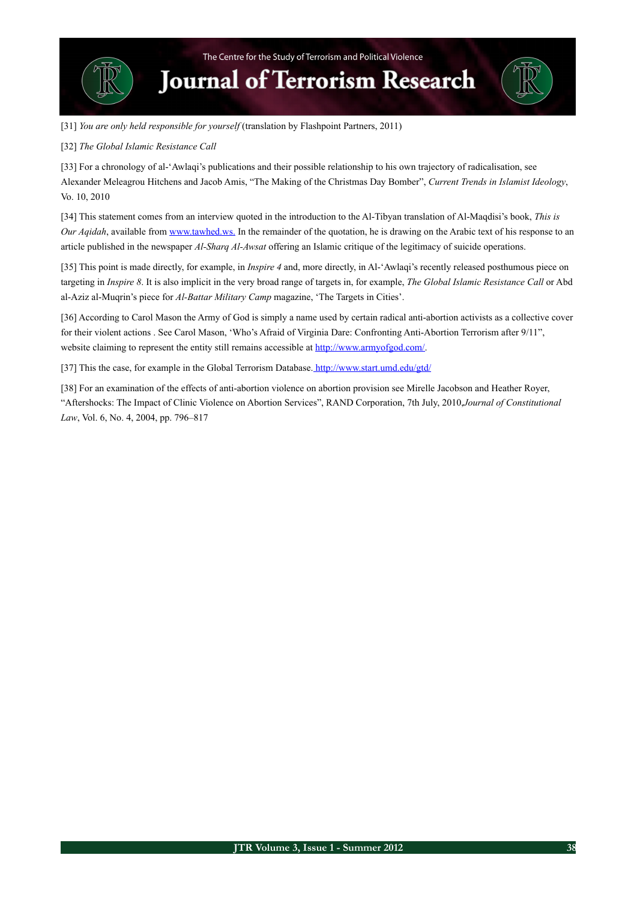[31] *You are only held responsible for yourself* (translation by Flashpoint Partners, 2011)

[32] *The Global Islamic Resistance Call*

[33] For a chronology of al-'Awlaqi's publications and their possible relationship to his own trajectory of radicalisation, see Alexander Meleagrou Hitchens and Jacob Amis, "The Making of the Christmas Day Bomber", *Current Trends in Islamist Ideology*, Vo. 10, 2010

[34] This statement comes from an interview quoted in the introduction to the Al-Tibyan translation of Al-Maqdisi's book, *This is Our Aqidah*, available from www.tawhed.ws. In the remainder of the quotation, he is drawing on the Arabic text of his response to an article published in the newspaper *Al-Sharq Al-Awsat* offering an Islamic critique of the legitimacy of suicide operations.

[35] This point is made directly, for example, in *Inspire 4* and, more directly, in Al-'Awlaqi's recently released posthumous piece on targeting in *Inspire 8*. It is also implicit in the very broad range of targets in, for example, *The Global Islamic Resistance Call* or Abd al-Aziz al-Muqrin's piece for *Al-Battar Military Camp* magazine, 'The Targets in Cities'.

[36] According to Carol Mason the Army of God is simply a name used by certain radical anti-abortion activists as a collective cover for their violent actions . See Carol Mason, 'Who's Afraid of Virginia Dare: Confronting Anti-Abortion Terrorism after 9/11", website claiming to represent the entity still remains accessible at http://www.armyofgod.com/.

[37] This the case, for example in the Global Terrorism Database. http://www.start.umd.edu/gtd/

[38] For an examination of the effects of anti-abortion violence on abortion provision see Mirelle Jacobson and Heather Royer, "Aftershocks: The Impact of Clinic Violence on Abortion Services", RAND Corporation, 7th July, 2010,*Journal of Constitutional Law*, Vol. 6, No. 4, 2004, pp. 796–817